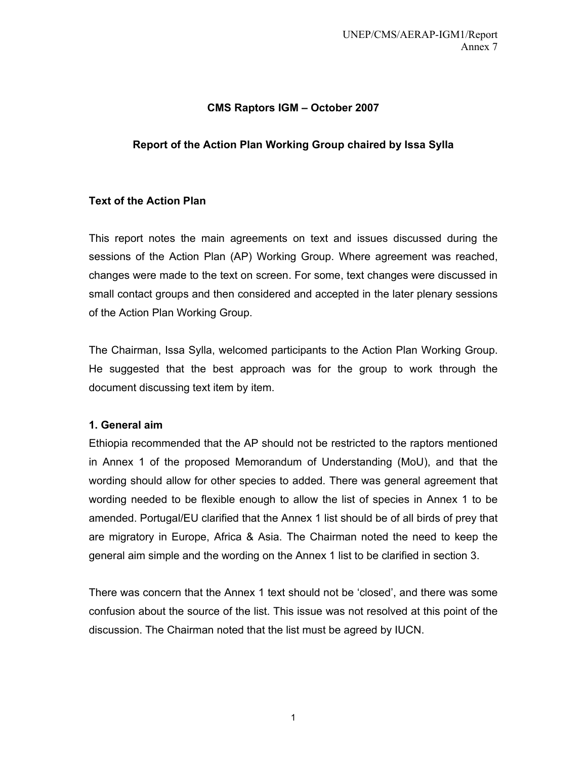## CMS Raptors IGM – October 2007

### Report of the Action Plan Working Group chaired by Issa Sylla

**Text of the Action Plan**

This report notes the main agreements on text and issues discussed during the sessions of the Action Plan (AP) Working Group. Where agreement was reached, changes were made to the text on screen. For some, text changes were discussed in small contact groups and then considered and accepted in the later plenary sessions of the Action Plan Working Group.

The Chairman, Issa Sylla, welcomed participants to the Action Plan Working Group. He suggested that the best approach was for the group to work through the document discussing text item by item.

**1. General aim**

Ethiopia recommended that the AP should not be restricted to the raptors mentioned in Annex 1 of the proposed Memorandum of Understanding (MoU), and that the wording should allow for other species to added. There was general agreement that wording needed to be flexible enough to allow the list of species in Annex 1 to be amended. Portugal/EU clarified that the Annex 1 list should be of all birds of prey that are migratory in Europe, Africa & Asia. The Chairman noted the need to keep the general aim simple and the wording on the Annex 1 list to be clarified in section 3.

There was concern that the Annex 1 text should not be 'closed', and there was some confusion about the source of the list. This issue was not resolved at this point of the discussion. The Chairman noted that the list must be agreed by IUCN.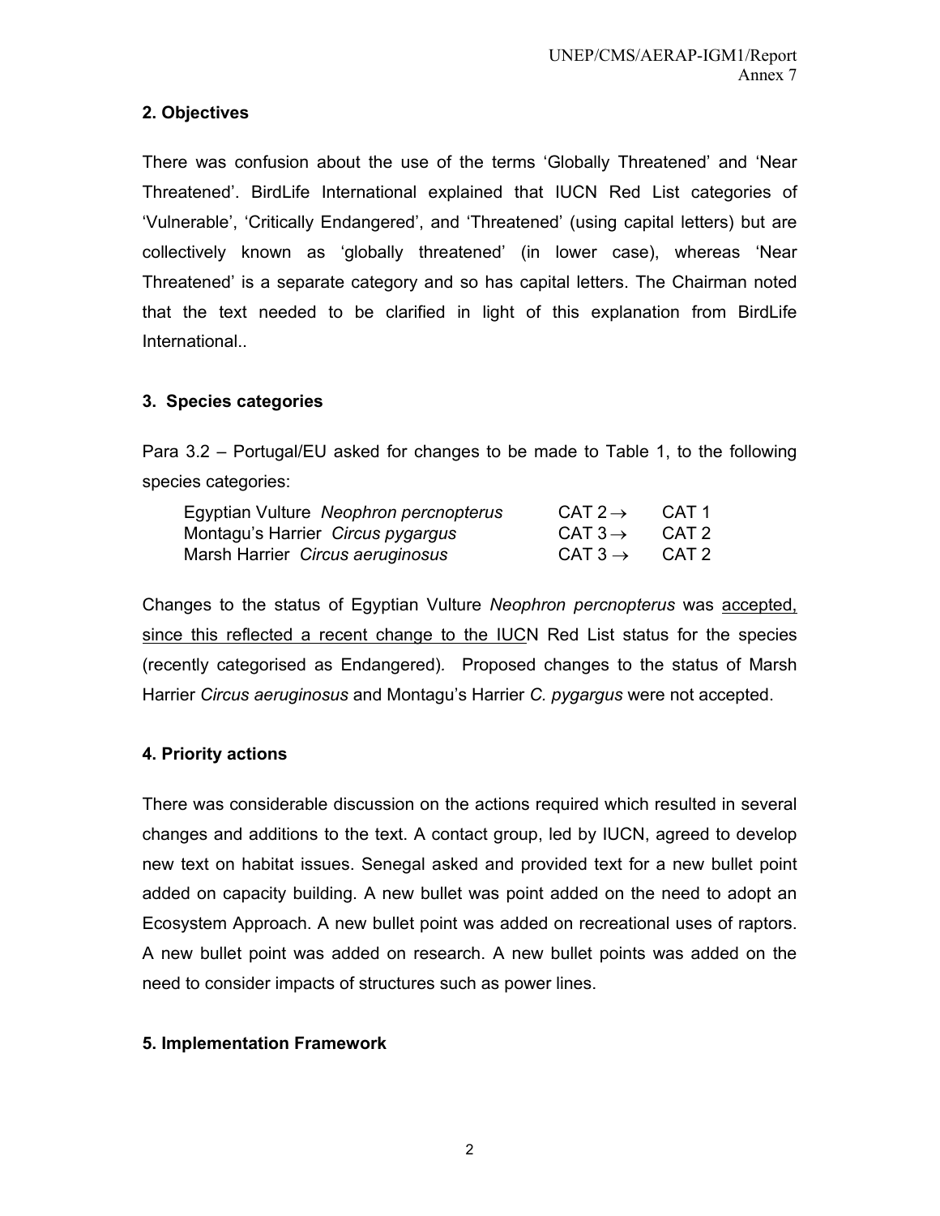## 2. Objectives

There was confusion about the use of the terms 'Globally Threatened' and 'Near Threatened'. BirdLife International explained that IUCN Red List categories of 'Vulnerable', 'Critically Endangered', and 'Threatened' (using capital letters) but are collectively known as 'globally threatened' (in lower case), whereas 'Near Threatened' is a separate category and so has capital letters. The Chairman noted that the text needed to be clarified in light of this explanation from BirdLife International..

## 3. Species categories

Para 3.2 – Portugal/EU asked for changes to be made to Table 1, to the following species categories:

| Species | From | To |
|---|---|---|
| Egyptian Vulture *Neophron percnopterus* | CAT 2 → | CAT 1 |
| Montagu's Harrier *Circus pygargus* | CAT 3 → | CAT 2 |
| Marsh Harrier *Circus aeruginosus* | CAT 3 → | CAT 2 |

Changes to the status of Egyptian Vulture *Neophron percnopterus* was accepted, since this reflected a recent change to the IUCN Red List status for the species (recently categorised as Endangered). Proposed changes to the status of Marsh Harrier *Circus aeruginosus* and Montagu's Harrier *C. pygargus* were not accepted.

## 4. Priority actions

There was considerable discussion on the actions required which resulted in several changes and additions to the text. A contact group, led by IUCN, agreed to develop new text on habitat issues. Senegal asked and provided text for a new bullet point added on capacity building. A new bullet was point added on the need to adopt an Ecosystem Approach. A new bullet point was added on recreational uses of raptors. A new bullet point was added on research. A new bullet points was added on the need to consider impacts of structures such as power lines.

## 5. Implementation Framework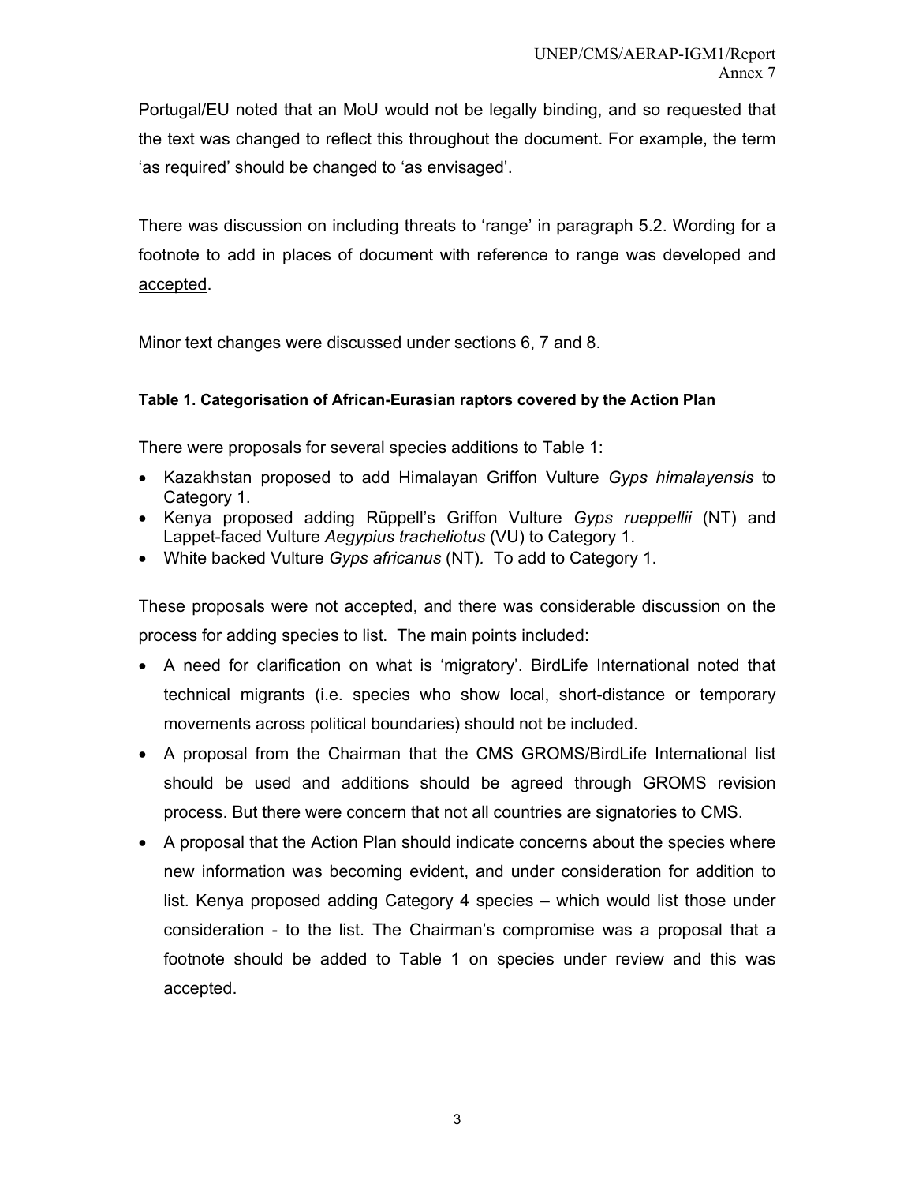Portugal/EU noted that an MoU would not be legally binding, and so requested that the text was changed to reflect this throughout the document. For example, the term 'as required' should be changed to 'as envisaged'.

There was discussion on including threats to 'range' in paragraph 5.2. Wording for a footnote to add in places of document with reference to range was developed and accepted.

Minor text changes were discussed under sections 6, 7 and 8.

**Table 1. Categorisation of African-Eurasian raptors covered by the Action Plan**

There were proposals for several species additions to Table 1:

- Kazakhstan proposed to add Himalayan Griffon Vulture *Gyps himalayensis* to Category 1.
- Kenya proposed adding Rüppell's Griffon Vulture *Gyps rueppellii* (NT) and Lappet-faced Vulture *Aegypius tracheliotus* (VU) to Category 1.
- White backed Vulture *Gyps africanus* (NT). To add to Category 1.

These proposals were not accepted, and there was considerable discussion on the process for adding species to list. The main points included:

- A need for clarification on what is 'migratory'. BirdLife International noted that technical migrants (i.e. species who show local, short-distance or temporary movements across political boundaries) should not be included.
- A proposal from the Chairman that the CMS GROMS/BirdLife International list should be used and additions should be agreed through GROMS revision process. But there were concern that not all countries are signatories to CMS.
- A proposal that the Action Plan should indicate concerns about the species where new information was becoming evident, and under consideration for addition to list. Kenya proposed adding Category 4 species – which would list those under consideration - to the list. The Chairman's compromise was a proposal that a footnote should be added to Table 1 on species under review and this was accepted.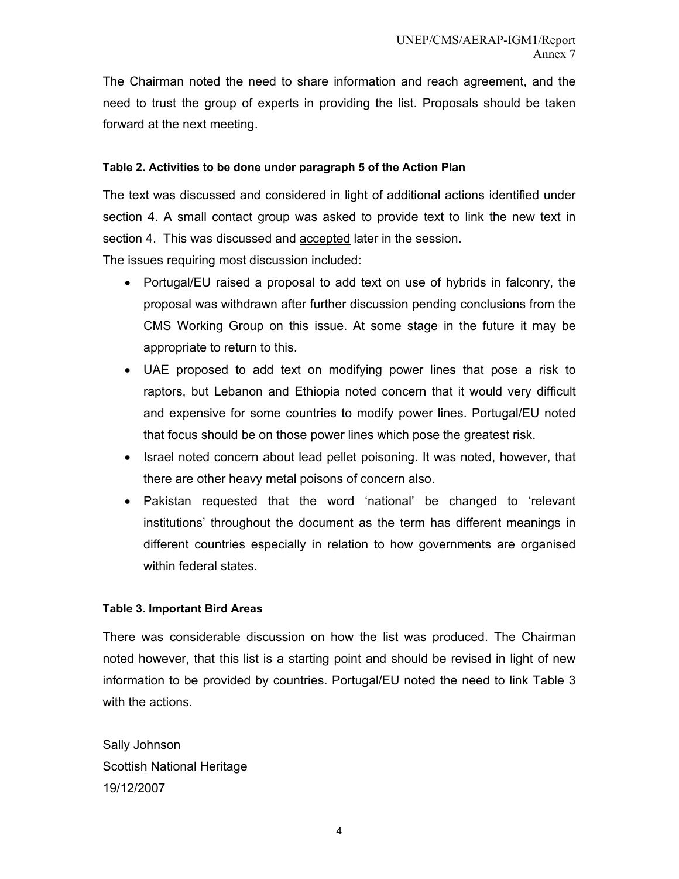The Chairman noted the need to share information and reach agreement, and the need to trust the group of experts in providing the list. Proposals should be taken forward at the next meeting.

**Table 2. Activities to be done under paragraph 5 of the Action Plan**

The text was discussed and considered in light of additional actions identified under section 4. A small contact group was asked to provide text to link the new text in section 4. This was discussed and <u>accepted</u> later in the session.

The issues requiring most discussion included:

- Portugal/EU raised a proposal to add text on use of hybrids in falconry, the proposal was withdrawn after further discussion pending conclusions from the CMS Working Group on this issue. At some stage in the future it may be appropriate to return to this.
- UAE proposed to add text on modifying power lines that pose a risk to raptors, but Lebanon and Ethiopia noted concern that it would very difficult and expensive for some countries to modify power lines. Portugal/EU noted that focus should be on those power lines which pose the greatest risk.
- Israel noted concern about lead pellet poisoning. It was noted, however, that there are other heavy metal poisons of concern also.
- Pakistan requested that the word 'national' be changed to 'relevant institutions' throughout the document as the term has different meanings in different countries especially in relation to how governments are organised within federal states.

**Table 3. Important Bird Areas**

There was considerable discussion on how the list was produced. The Chairman noted however, that this list is a starting point and should be revised in light of new information to be provided by countries. Portugal/EU noted the need to link Table 3 with the actions.

Sally Johnson
Scottish National Heritage
19/12/2007